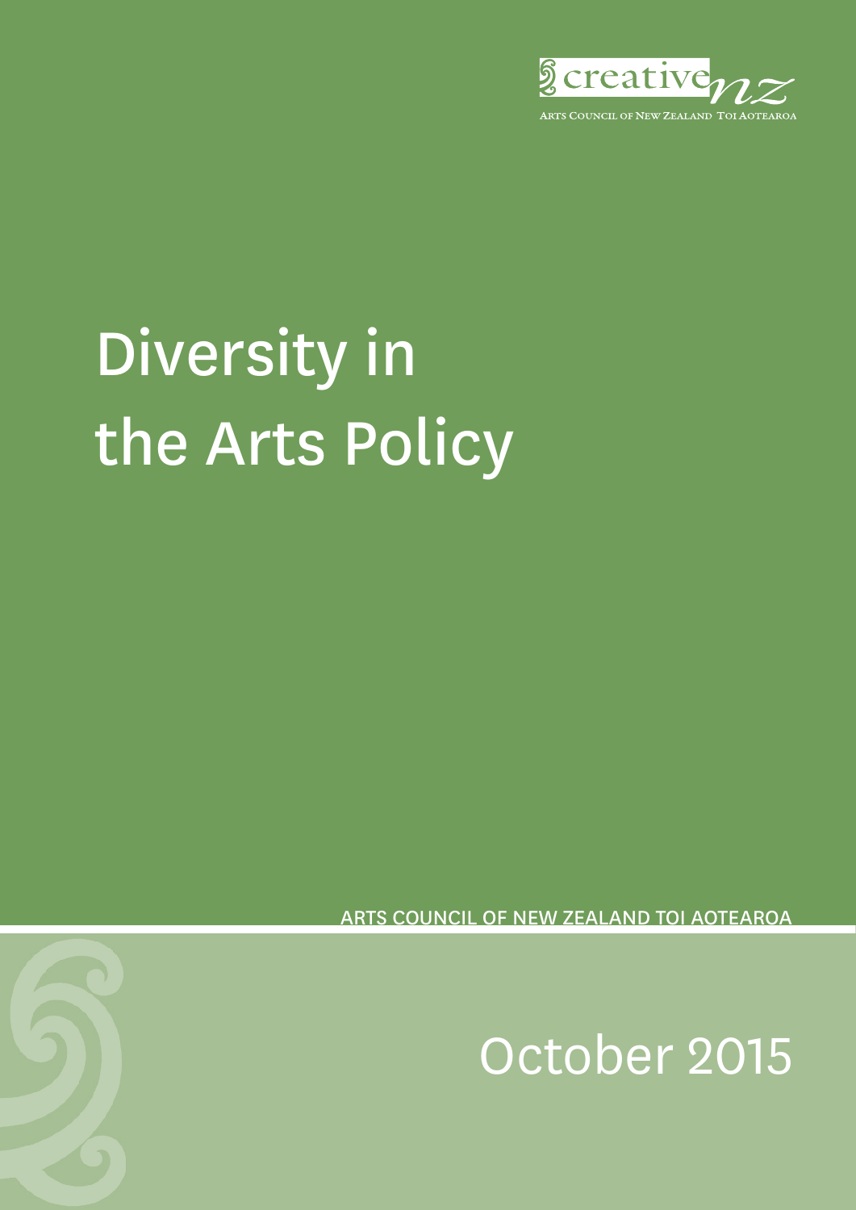creative nz

Arts Council of New Zealand Toi Aotearoa

# Diversity in the Arts Policy

ARTS COUNCIL OF NEW ZEALAND TOI AOTEAROA

October 2015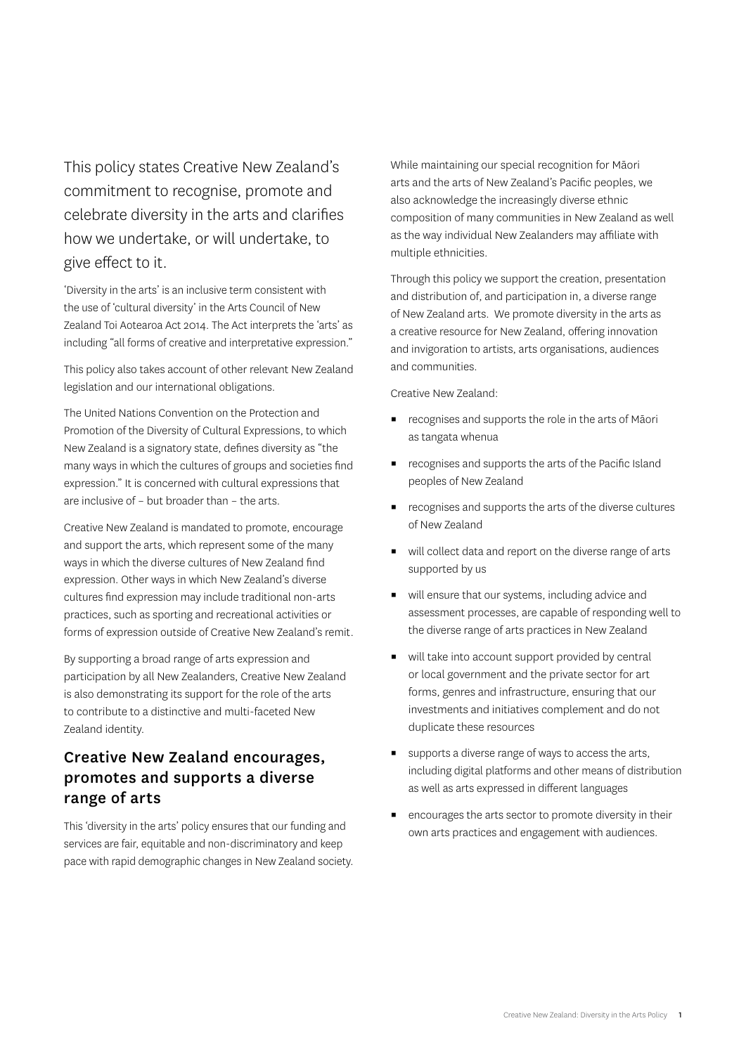This policy states Creative New Zealand's commitment to recognise, promote and celebrate diversity in the arts and clarifies how we undertake, or will undertake, to give effect to it.

'Diversity in the arts' is an inclusive term consistent with the use of 'cultural diversity' in the Arts Council of New Zealand Toi Aotearoa Act 2014. The Act interprets the 'arts' as including "all forms of creative and interpretative expression."

This policy also takes account of other relevant New Zealand legislation and our international obligations.

The United Nations Convention on the Protection and Promotion of the Diversity of Cultural Expressions, to which New Zealand is a signatory state, defines diversity as "the many ways in which the cultures of groups and societies find expression." It is concerned with cultural expressions that are inclusive of – but broader than – the arts.

Creative New Zealand is mandated to promote, encourage and support the arts, which represent some of the many ways in which the diverse cultures of New Zealand find expression. Other ways in which New Zealand's diverse cultures find expression may include traditional non-arts practices, such as sporting and recreational activities or forms of expression outside of Creative New Zealand's remit.

By supporting a broad range of arts expression and participation by all New Zealanders, Creative New Zealand is also demonstrating its support for the role of the arts to contribute to a distinctive and multi-faceted New Zealand identity.

## Creative New Zealand encourages, promotes and supports a diverse range of arts

This 'diversity in the arts' policy ensures that our funding and services are fair, equitable and non-discriminatory and keep pace with rapid demographic changes in New Zealand society.

While maintaining our special recognition for Māori arts and the arts of New Zealand's Pacific peoples, we also acknowledge the increasingly diverse ethnic composition of many communities in New Zealand as well as the way individual New Zealanders may affiliate with multiple ethnicities.

Through this policy we support the creation, presentation and distribution of, and participation in, a diverse range of New Zealand arts. We promote diversity in the arts as a creative resource for New Zealand, offering innovation and invigoration to artists, arts organisations, audiences and communities.

Creative New Zealand:

- recognises and supports the role in the arts of Māori as tangata whenua
- recognises and supports the arts of the Pacific Island peoples of New Zealand
- recognises and supports the arts of the diverse cultures of New Zealand
- will collect data and report on the diverse range of arts supported by us
- will ensure that our systems, including advice and assessment processes, are capable of responding well to the diverse range of arts practices in New Zealand
- will take into account support provided by central or local government and the private sector for art forms, genres and infrastructure, ensuring that our investments and initiatives complement and do not duplicate these resources
- supports a diverse range of ways to access the arts, including digital platforms and other means of distribution as well as arts expressed in different languages
- encourages the arts sector to promote diversity in their own arts practices and engagement with audiences.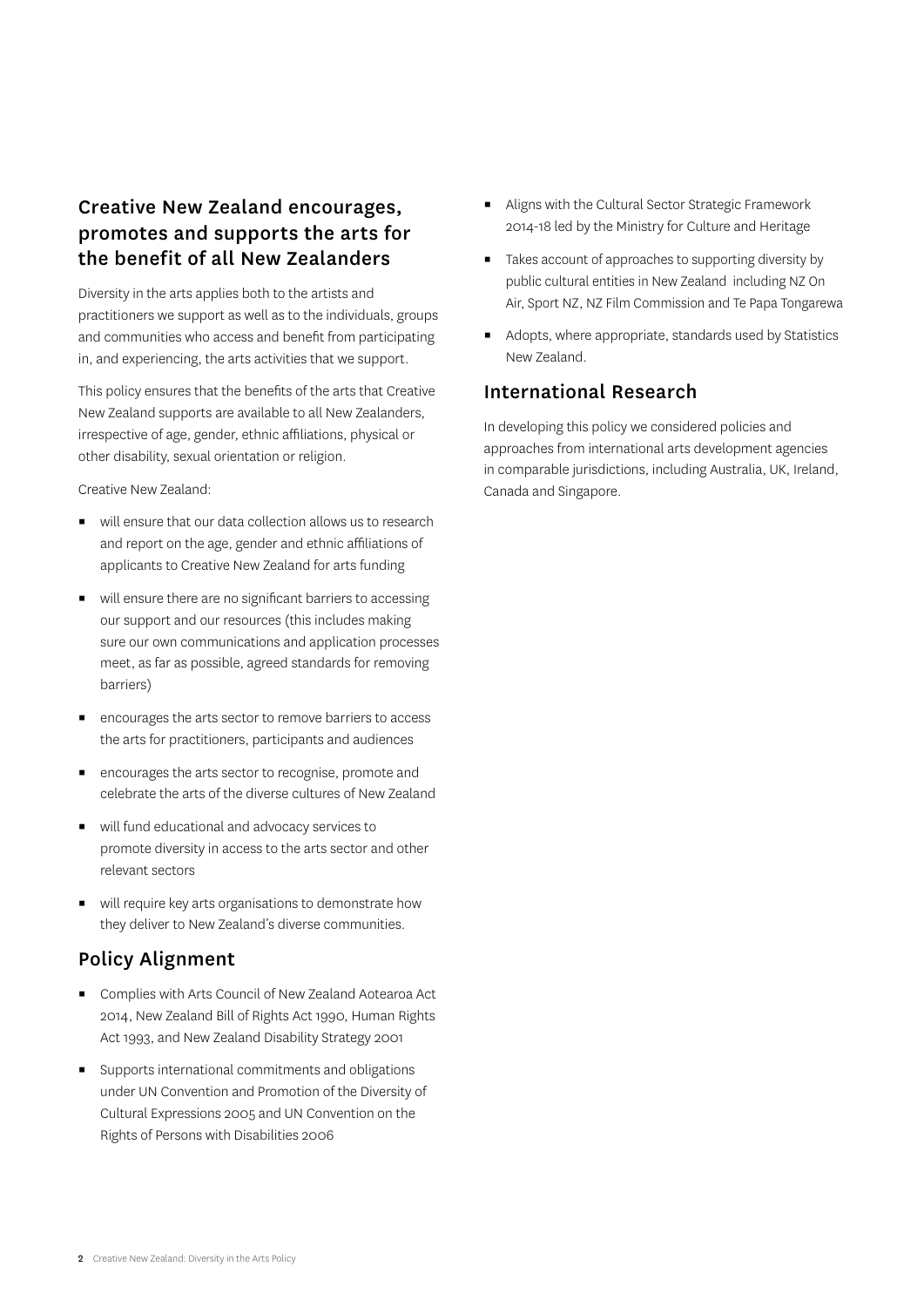## Creative New Zealand encourages, promotes and supports the arts for the benefit of all New Zealanders

Diversity in the arts applies both to the artists and practitioners we support as well as to the individuals, groups and communities who access and benefit from participating in, and experiencing, the arts activities that we support.

This policy ensures that the benefits of the arts that Creative New Zealand supports are available to all New Zealanders, irrespective of age, gender, ethnic affiliations, physical or other disability, sexual orientation or religion.

Creative New Zealand:

- will ensure that our data collection allows us to research and report on the age, gender and ethnic affiliations of applicants to Creative New Zealand for arts funding
- will ensure there are no significant barriers to accessing our support and our resources (this includes making sure our own communications and application processes meet, as far as possible, agreed standards for removing barriers)
- encourages the arts sector to remove barriers to access the arts for practitioners, participants and audiences
- encourages the arts sector to recognise, promote and celebrate the arts of the diverse cultures of New Zealand
- will fund educational and advocacy services to promote diversity in access to the arts sector and other relevant sectors
- will require key arts organisations to demonstrate how they deliver to New Zealand's diverse communities.

## Policy Alignment

- Complies with Arts Council of New Zealand Aotearoa Act 2014, New Zealand Bill of Rights Act 1990, Human Rights Act 1993, and New Zealand Disability Strategy 2001
- Supports international commitments and obligations under UN Convention and Promotion of the Diversity of Cultural Expressions 2005 and UN Convention on the Rights of Persons with Disabilities 2006
- Aligns with the Cultural Sector Strategic Framework 2014-18 led by the Ministry for Culture and Heritage
- Takes account of approaches to supporting diversity by public cultural entities in New Zealand including NZ On Air, Sport NZ, NZ Film Commission and Te Papa Tongarewa
- Adopts, where appropriate, standards used by Statistics New Zealand.

## International Research

In developing this policy we considered policies and approaches from international arts development agencies in comparable jurisdictions, including Australia, UK, Ireland, Canada and Singapore.